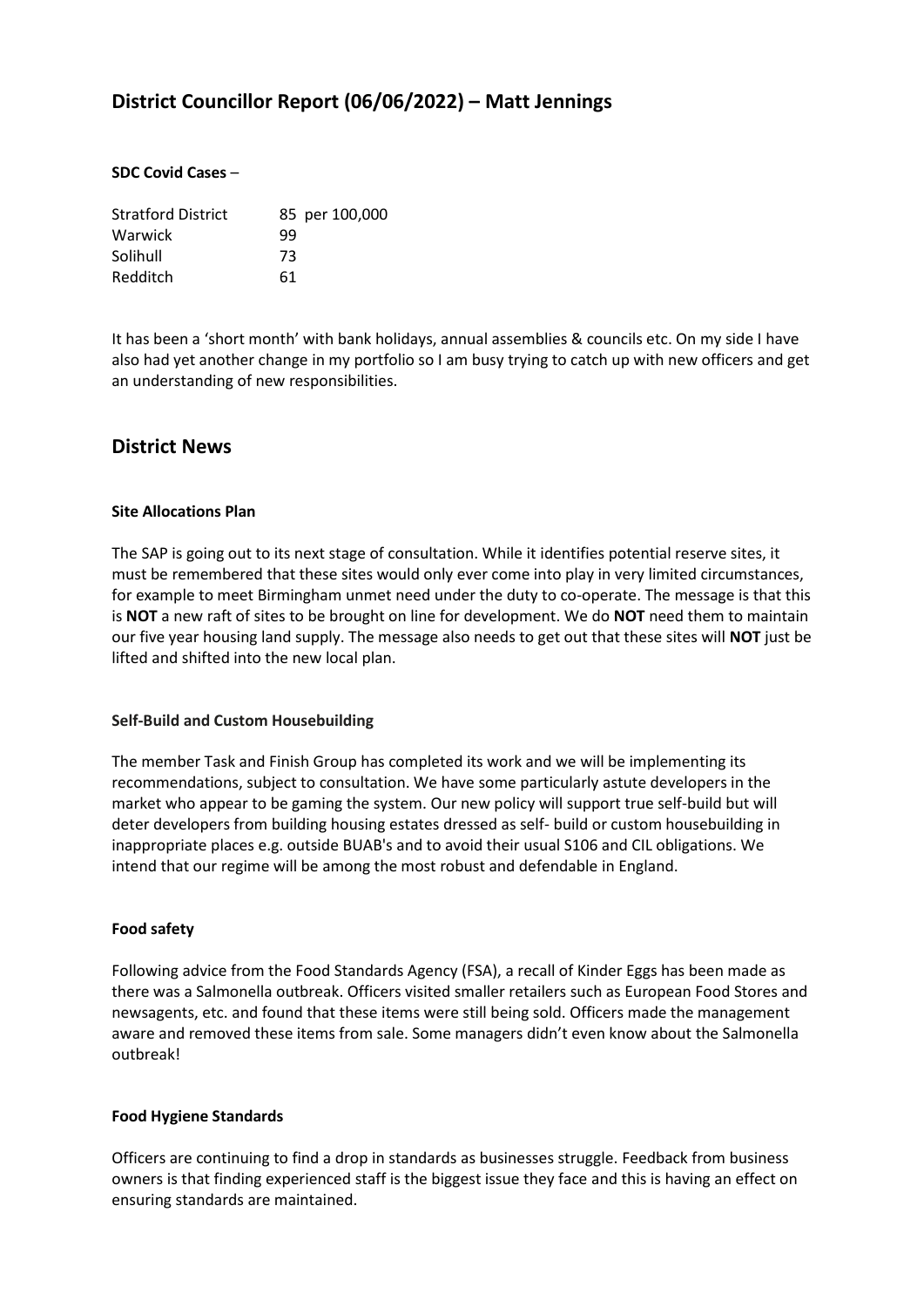## District Councillor Report (06/06/2022) – Matt Jennings

**SDC Covid Cases** –

| | |
|---|---|
| Stratford District | 85 per 100,000 |
| Warwick | 99 |
| Solihull | 73 |
| Redditch | 61 |

It has been a 'short month' with bank holidays, annual assemblies & councils etc. On my side I have also had yet another change in my portfolio so I am busy trying to catch up with new officers and get an understanding of new responsibilities.

## District News

**Site Allocations Plan**

The SAP is going out to its next stage of consultation. While it identifies potential reserve sites, it must be remembered that these sites would only ever come into play in very limited circumstances, for example to meet Birmingham unmet need under the duty to co-operate. The message is that this is **NOT** a new raft of sites to be brought on line for development. We do **NOT** need them to maintain our five year housing land supply. The message also needs to get out that these sites will **NOT** just be lifted and shifted into the new local plan.

**Self-Build and Custom Housebuilding**

The member Task and Finish Group has completed its work and we will be implementing its recommendations, subject to consultation. We have some particularly astute developers in the market who appear to be gaming the system. Our new policy will support true self-build but will deter developers from building housing estates dressed as self- build or custom housebuilding in inappropriate places e.g. outside BUAB's and to avoid their usual S106 and CIL obligations. We intend that our regime will be among the most robust and defendable in England.

**Food safety**

Following advice from the Food Standards Agency (FSA), a recall of Kinder Eggs has been made as there was a Salmonella outbreak. Officers visited smaller retailers such as European Food Stores and newsagents, etc. and found that these items were still being sold. Officers made the management aware and removed these items from sale. Some managers didn't even know about the Salmonella outbreak!

**Food Hygiene Standards**

Officers are continuing to find a drop in standards as businesses struggle. Feedback from business owners is that finding experienced staff is the biggest issue they face and this is having an effect on ensuring standards are maintained.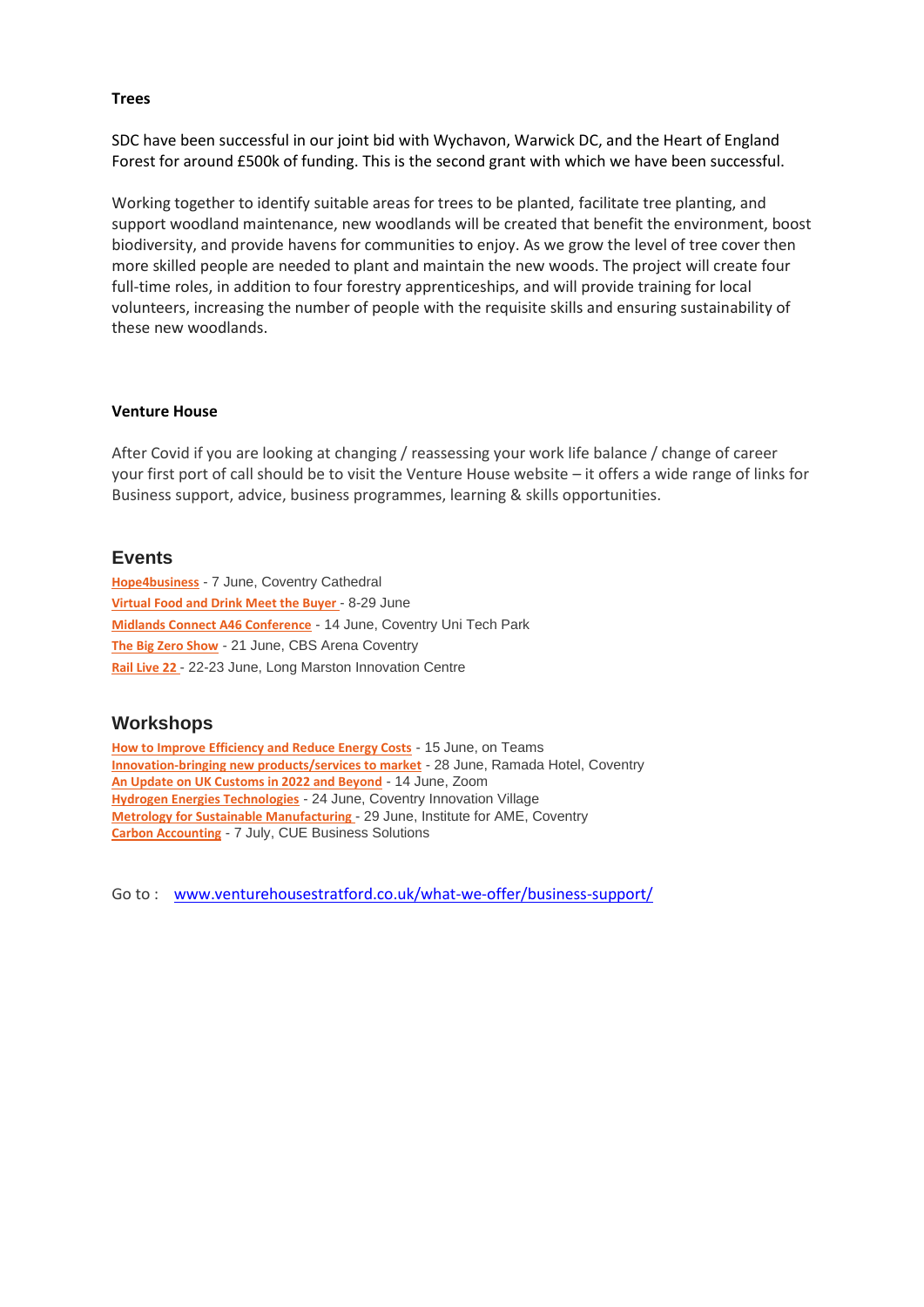**Trees**

SDC have been successful in our joint bid with Wychavon, Warwick DC, and the Heart of England Forest for around £500k of funding. This is the second grant with which we have been successful.

Working together to identify suitable areas for trees to be planted, facilitate tree planting, and support woodland maintenance, new woodlands will be created that benefit the environment, boost biodiversity, and provide havens for communities to enjoy. As we grow the level of tree cover then more skilled people are needed to plant and maintain the new woods. The project will create four full-time roles, in addition to four forestry apprenticeships, and will provide training for local volunteers, increasing the number of people with the requisite skills and ensuring sustainability of these new woodlands.

**Venture House**

After Covid if you are looking at changing / reassessing your work life balance / change of career your first port of call should be to visit the Venture House website – it offers a wide range of links for Business support, advice, business programmes, learning & skills opportunities.

## Events

**Hope4business** - 7 June, Coventry Cathedral
**Virtual Food and Drink Meet the Buyer** - 8-29 June
**Midlands Connect A46 Conference** - 14 June, Coventry Uni Tech Park
**The Big Zero Show** - 21 June, CBS Arena Coventry
**Rail Live 22** - 22-23 June, Long Marston Innovation Centre

## Workshops

**How to Improve Efficiency and Reduce Energy Costs** - 15 June, on Teams
**Innovation-bringing new products/services to market** - 28 June, Ramada Hotel, Coventry
**An Update on UK Customs in 2022 and Beyond** - 14 June, Zoom
**Hydrogen Energies Technologies** - 24 June, Coventry Innovation Village
**Metrology for Sustainable Manufacturing** - 29 June, Institute for AME, Coventry
**Carbon Accounting** - 7 July, CUE Business Solutions

Go to : www.venturehousestratford.co.uk/what-we-offer/business-support/